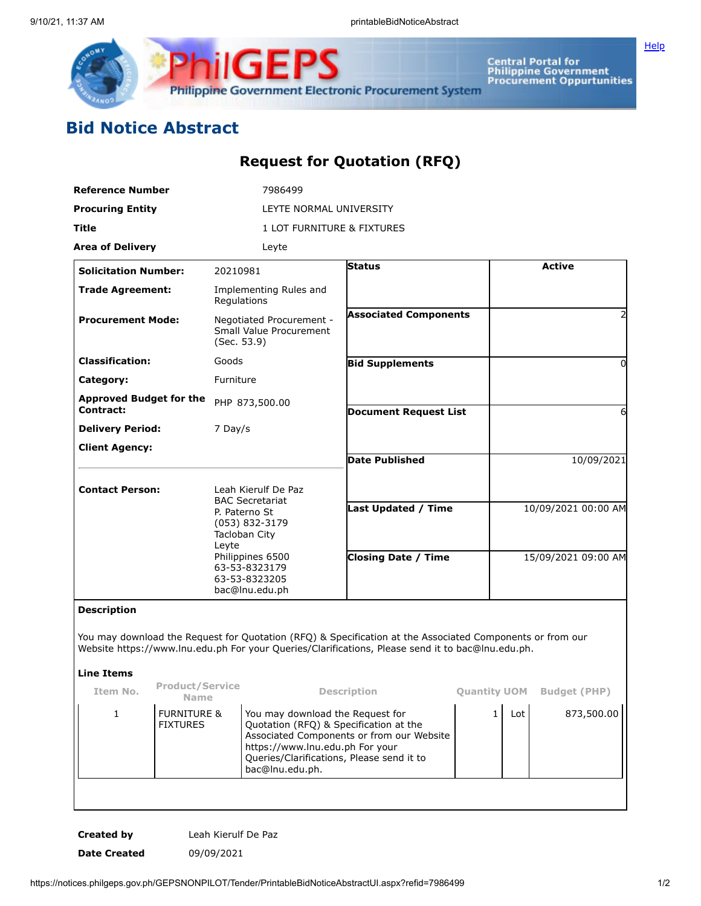# Bid Notice Abstract

## Request for Quotation (RFQ)

| | |
|---|---|
| **Reference Number** | 7986499 |
| **Procuring Entity** | LEYTE NORMAL UNIVERSITY |
| **Title** | 1 LOT FURNITURE & FIXTURES |
| **Area of Delivery** | Leyte |

| | | | |
|---|---|---|---|
| **Solicitation Number:** | 20210981 | **Status** | Active |
| **Trade Agreement:** | Implementing Rules and Regulations | | |
| **Procurement Mode:** | Negotiated Procurement - Small Value Procurement (Sec. 53.9) | **Associated Components** | 2 |
| **Classification:** | Goods | **Bid Supplements** | 0 |
| **Category:** | Furniture | | |
| **Approved Budget for the Contract:** | PHP 873,500.00 | **Document Request List** | 6 |
| **Delivery Period:** | 7 Day/s | | |
| **Client Agency:** | | **Date Published** | 10/09/2021 |
| **Contact Person:** | Leah Kierulf De Paz<br>BAC Secretariat<br>P. Paterno St<br>(053) 832-3179<br>Tacloban City<br>Leyte<br>Philippines 6500<br>63-53-8323179<br>63-53-8323205<br>bac@lnu.edu.ph | **Last Updated / Time** | 10/09/2021 00:00 AM |
| | | **Closing Date / Time** | 15/09/2021 09:00 AM |

**Description**

You may download the Request for Quotation (RFQ) & Specification at the Associated Components or from our Website https://www.lnu.edu.ph For your Queries/Clarifications, Please send it to bac@lnu.edu.ph.

**Line Items**

| Item No. | Product/Service Name | Description | Quantity | UOM | Budget (PHP) |
|---|---|---|---|---|---|
| 1 | FURNITURE & FIXTURES | You may download the Request for Quotation (RFQ) & Specification at the Associated Components or from our Website https://www.lnu.edu.ph For your Queries/Clarifications, Please send it to bac@lnu.edu.ph. | 1 | Lot | 873,500.00 |

| | |
|---|---|
| **Created by** | Leah Kierulf De Paz |
| **Date Created** | 09/09/2021 |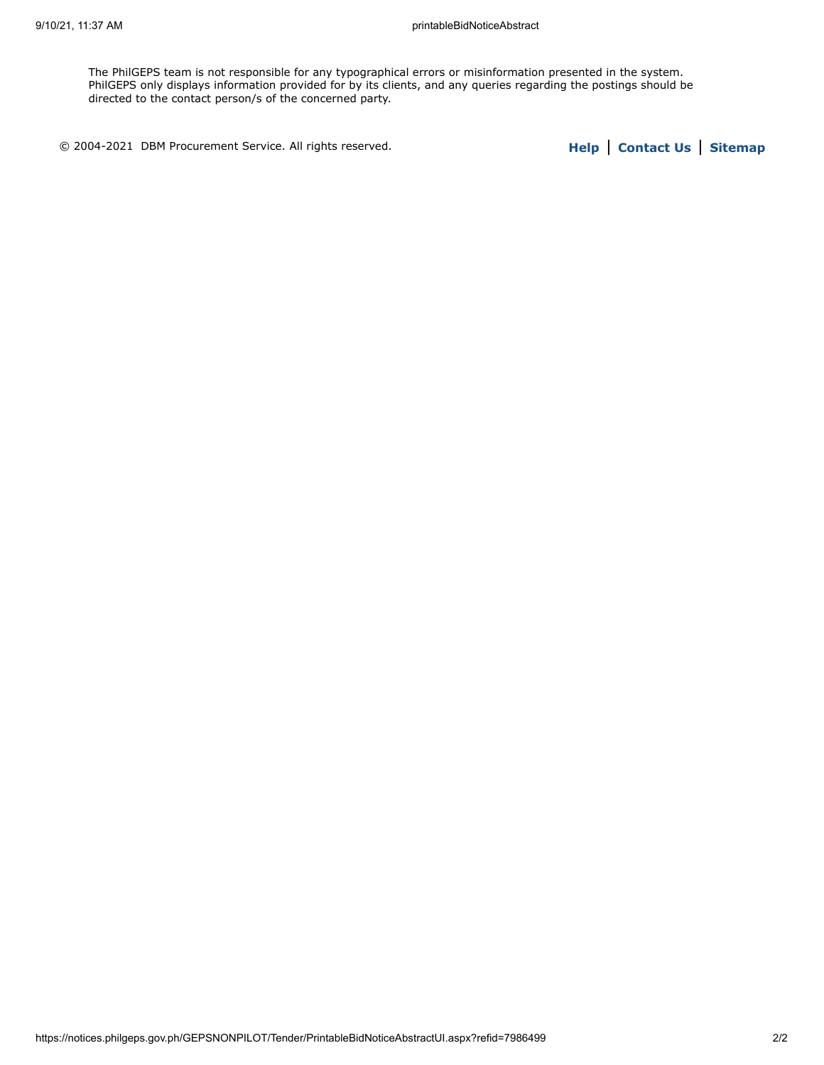The PhilGEPS team is not responsible for any typographical errors or misinformation presented in the system. PhilGEPS only displays information provided for by its clients, and any queries regarding the postings should be directed to the contact person/s of the concerned party.

© 2004-2021 DBM Procurement Service. All rights reserved.

**Help** | **Contact Us** | **Sitemap**